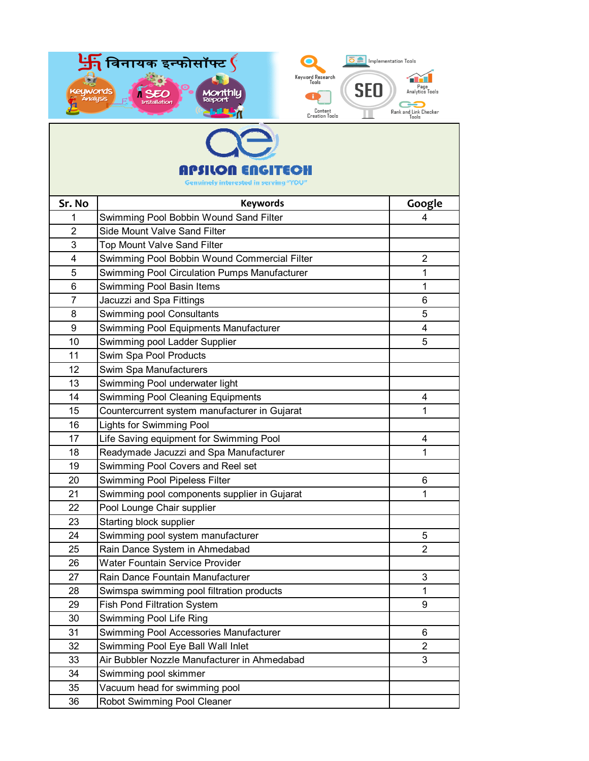विनायक इन्फोसॉफ्ट

Keywords Analysis · SEO Installation · Monthly Report

Keyword Research Tools · Implementation Tools · SEO · Page Analytics Tools · Content Creation Tools · Rank and Link Checker Tools

# APSILON ENGITECH

Genuinely interested in serving "YOU"

| Sr. No | Keywords | Google |
|---|---|---|
| 1 | Swimming Pool Bobbin Wound Sand Filter | 4 |
| 2 | Side Mount Valve Sand Filter | |
| 3 | Top Mount Valve Sand Filter | |
| 4 | Swimming Pool Bobbin Wound Commercial Filter | 2 |
| 5 | Swimming Pool Circulation Pumps Manufacturer | 1 |
| 6 | Swimming Pool Basin Items | 1 |
| 7 | Jacuzzi and Spa Fittings | 6 |
| 8 | Swimming pool Consultants | 5 |
| 9 | Swimming Pool Equipments Manufacturer | 4 |
| 10 | Swimming pool Ladder Supplier | 5 |
| 11 | Swim Spa Pool Products | |
| 12 | Swim Spa Manufacturers | |
| 13 | Swimming Pool underwater light | |
| 14 | Swimming Pool Cleaning Equipments | 4 |
| 15 | Countercurrent system manufacturer in Gujarat | 1 |
| 16 | Lights for Swimming Pool | |
| 17 | Life Saving equipment for Swimming Pool | 4 |
| 18 | Readymade Jacuzzi and Spa Manufacturer | 1 |
| 19 | Swimming Pool Covers and Reel set | |
| 20 | Swimming Pool Pipeless Filter | 6 |
| 21 | Swimming pool components supplier in Gujarat | 1 |
| 22 | Pool Lounge Chair supplier | |
| 23 | Starting block supplier | |
| 24 | Swimming pool system manufacturer | 5 |
| 25 | Rain Dance System in Ahmedabad | 2 |
| 26 | Water Fountain Service Provider | |
| 27 | Rain Dance Fountain Manufacturer | 3 |
| 28 | Swimspa swimming pool filtration products | 1 |
| 29 | Fish Pond Filtration System | 9 |
| 30 | Swimming Pool Life Ring | |
| 31 | Swimming Pool Accessories Manufacturer | 6 |
| 32 | Swimming Pool Eye Ball Wall Inlet | 2 |
| 33 | Air Bubbler Nozzle Manufacturer in Ahmedabad | 3 |
| 34 | Swimming pool skimmer | |
| 35 | Vacuum head for swimming pool | |
| 36 | Robot Swimming Pool Cleaner | |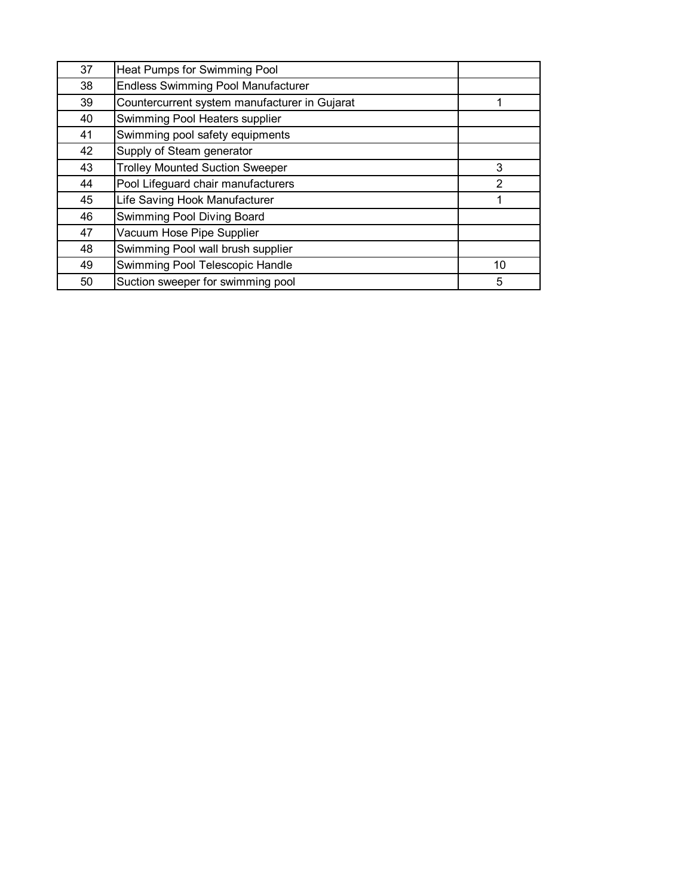| | | |
|---|---|---|
| 37 | Heat Pumps for Swimming Pool | |
| 38 | Endless Swimming Pool Manufacturer | |
| 39 | Countercurrent system manufacturer in Gujarat | 1 |
| 40 | Swimming Pool Heaters supplier | |
| 41 | Swimming pool safety equipments | |
| 42 | Supply of Steam generator | |
| 43 | Trolley Mounted Suction Sweeper | 3 |
| 44 | Pool Lifeguard chair manufacturers | 2 |
| 45 | Life Saving Hook Manufacturer | 1 |
| 46 | Swimming Pool Diving Board | |
| 47 | Vacuum Hose Pipe Supplier | |
| 48 | Swimming Pool wall brush supplier | |
| 49 | Swimming Pool Telescopic Handle | 10 |
| 50 | Suction sweeper for swimming pool | 5 |